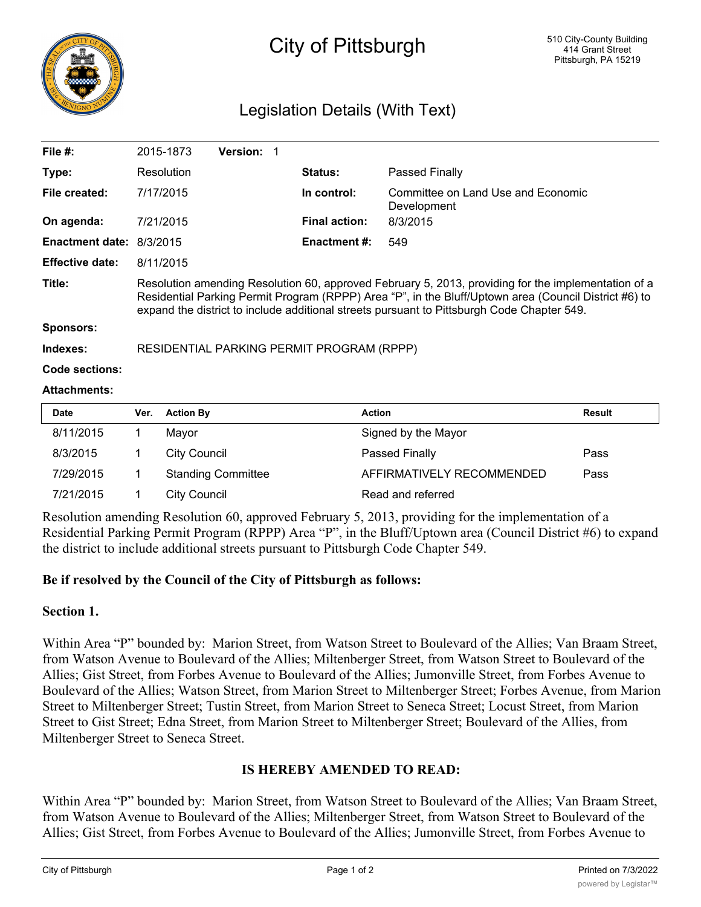# City of Pittsburgh

510 City-County Building
414 Grant Street
Pittsburgh, PA 15219

## Legislation Details (With Text)

| | | | |
|---|---|---|---|
| **File #:** | 2015-1873 **Version:** 1 | | |
| **Type:** | Resolution | **Status:** | Passed Finally |
| **File created:** | 7/17/2015 | **In control:** | Committee on Land Use and Economic Development |
| **On agenda:** | 7/21/2015 | **Final action:** | 8/3/2015 |
| **Enactment date:** | 8/3/2015 | **Enactment #:** | 549 |
| **Effective date:** | 8/11/2015 | | |

**Title:** Resolution amending Resolution 60, approved February 5, 2013, providing for the implementation of a Residential Parking Permit Program (RPPP) Area "P", in the Bluff/Uptown area (Council District #6) to expand the district to include additional streets pursuant to Pittsburgh Code Chapter 549.

**Sponsors:**

**Indexes:** RESIDENTIAL PARKING PERMIT PROGRAM (RPPP)

**Code sections:**

**Attachments:**

| Date | Ver. | Action By | Action | Result |
|---|---|---|---|---|
| 8/11/2015 | 1 | Mayor | Signed by the Mayor | |
| 8/3/2015 | 1 | City Council | Passed Finally | Pass |
| 7/29/2015 | 1 | Standing Committee | AFFIRMATIVELY RECOMMENDED | Pass |
| 7/21/2015 | 1 | City Council | Read and referred | |

Resolution amending Resolution 60, approved February 5, 2013, providing for the implementation of a Residential Parking Permit Program (RPPP) Area "P", in the Bluff/Uptown area (Council District #6) to expand the district to include additional streets pursuant to Pittsburgh Code Chapter 549.

**Be if resolved by the Council of the City of Pittsburgh as follows:**

**Section 1.**

Within Area "P" bounded by: Marion Street, from Watson Street to Boulevard of the Allies; Van Braam Street, from Watson Avenue to Boulevard of the Allies; Miltenberger Street, from Watson Street to Boulevard of the Allies; Gist Street, from Forbes Avenue to Boulevard of the Allies; Jumonville Street, from Forbes Avenue to Boulevard of the Allies; Watson Street, from Marion Street to Miltenberger Street; Forbes Avenue, from Marion Street to Miltenberger Street; Tustin Street, from Marion Street to Seneca Street; Locust Street, from Marion Street to Gist Street; Edna Street, from Marion Street to Miltenberger Street; Boulevard of the Allies, from Miltenberger Street to Seneca Street.

**IS HEREBY AMENDED TO READ:**

Within Area "P" bounded by: Marion Street, from Watson Street to Boulevard of the Allies; Van Braam Street, from Watson Avenue to Boulevard of the Allies; Miltenberger Street, from Watson Street to Boulevard of the Allies; Gist Street, from Forbes Avenue to Boulevard of the Allies; Jumonville Street, from Forbes Avenue to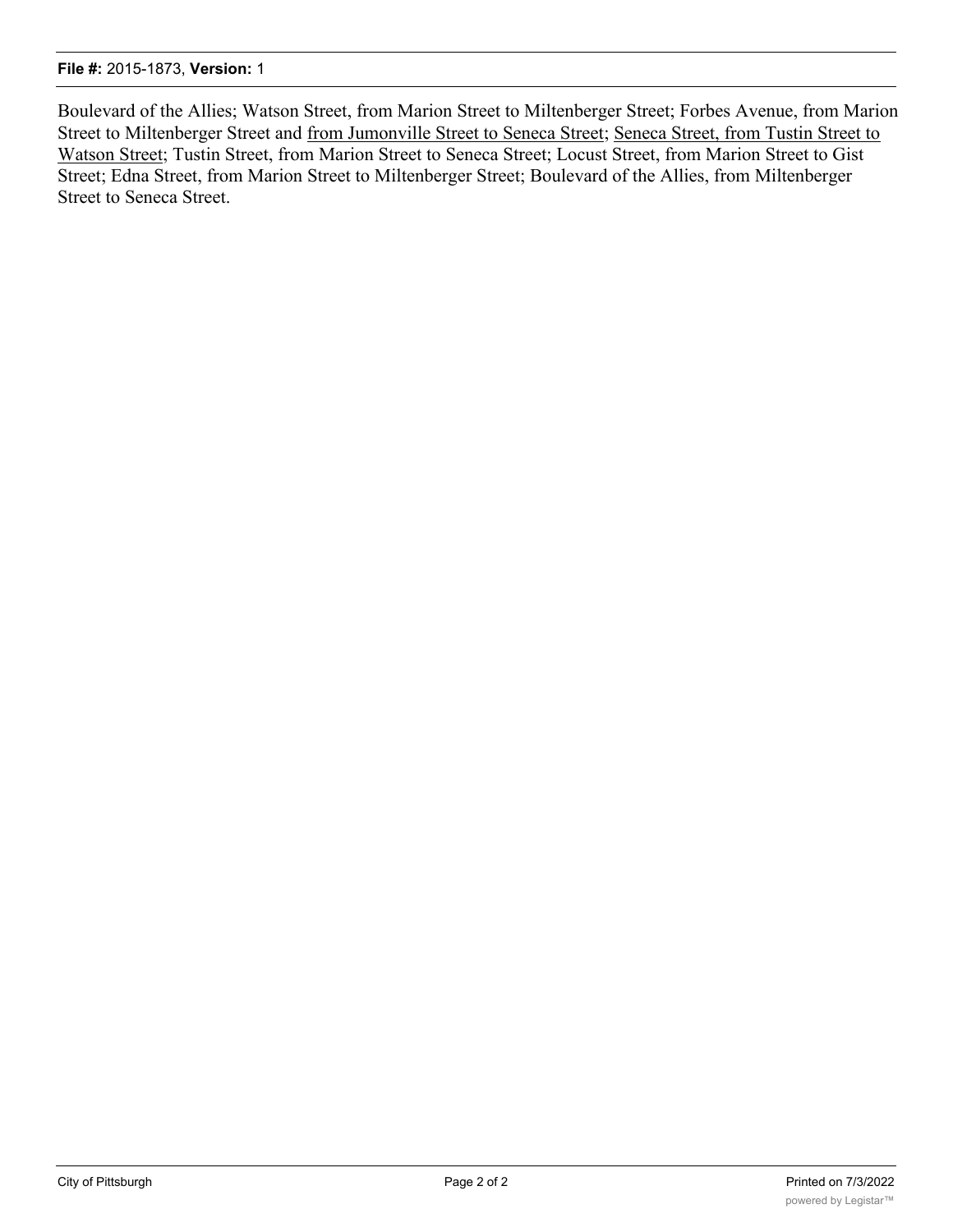Boulevard of the Allies; Watson Street, from Marion Street to Miltenberger Street; Forbes Avenue, from Marion Street to Miltenberger Street and <u>from Jumonville Street to Seneca Street</u>; <u>Seneca Street, from Tustin Street to Watson Street</u>; Tustin Street, from Marion Street to Seneca Street; Locust Street, from Marion Street to Gist Street; Edna Street, from Marion Street to Miltenberger Street; Boulevard of the Allies, from Miltenberger Street to Seneca Street.